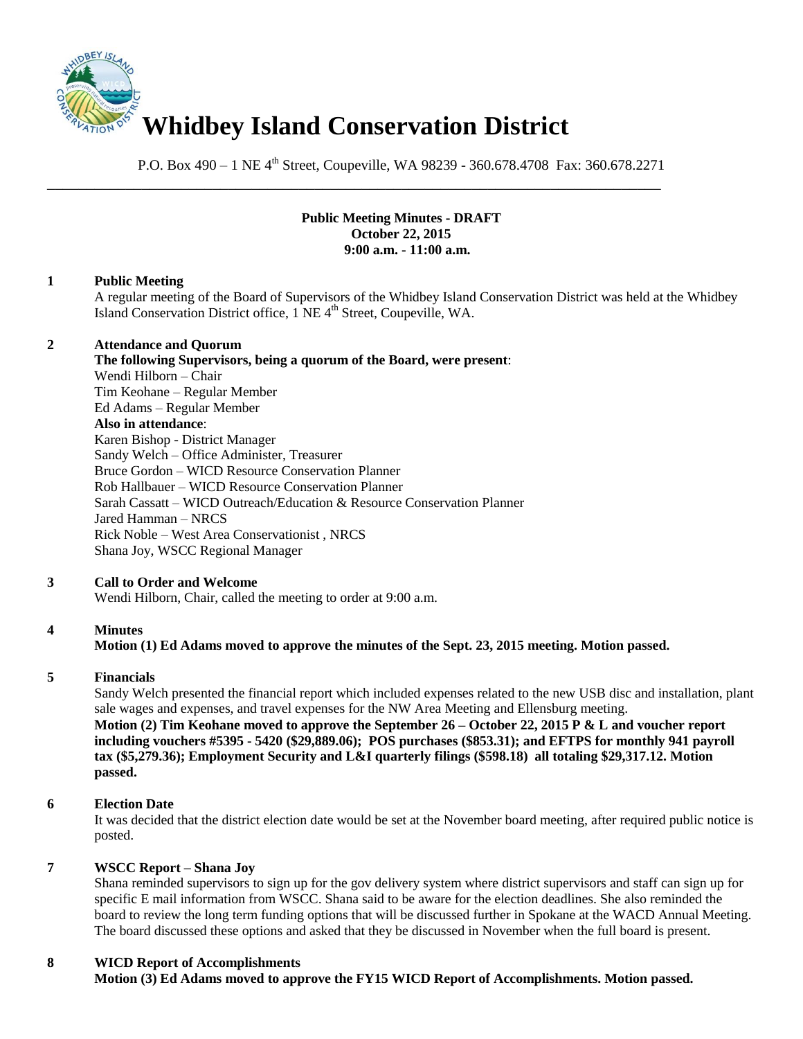# Whidbey Island Conservation District

P.O. Box 490 – 1 NE 4th Street, Coupeville, WA 98239 - 360.678.4708 Fax: 360.678.2271

---

**Public Meeting Minutes - DRAFT**
**October 22, 2015**
**9:00 a.m. - 11:00 a.m.**

**1 Public Meeting**

A regular meeting of the Board of Supervisors of the Whidbey Island Conservation District was held at the Whidbey Island Conservation District office, 1 NE 4th Street, Coupeville, WA.

**2 Attendance and Quorum**

**The following Supervisors, being a quorum of the Board, were present**:
Wendi Hilborn – Chair
Tim Keohane – Regular Member
Ed Adams – Regular Member
**Also in attendance**:
Karen Bishop - District Manager
Sandy Welch – Office Administer, Treasurer
Bruce Gordon – WICD Resource Conservation Planner
Rob Hallbauer – WICD Resource Conservation Planner
Sarah Cassatt – WICD Outreach/Education & Resource Conservation Planner
Jared Hamman – NRCS
Rick Noble – West Area Conservationist , NRCS
Shana Joy, WSCC Regional Manager

**3 Call to Order and Welcome**

Wendi Hilborn, Chair, called the meeting to order at 9:00 a.m.

**4 Minutes**

**Motion (1) Ed Adams moved to approve the minutes of the Sept. 23, 2015 meeting. Motion passed.**

**5 Financials**

Sandy Welch presented the financial report which included expenses related to the new USB disc and installation, plant sale wages and expenses, and travel expenses for the NW Area Meeting and Ellensburg meeting.
**Motion (2) Tim Keohane moved to approve the September 26 – October 22, 2015 P & L and voucher report including vouchers #5395 - 5420 ($29,889.06); POS purchases ($853.31); and EFTPS for monthly 941 payroll tax ($5,279.36); Employment Security and L&I quarterly filings ($598.18) all totaling $29,317.12. Motion passed.**

**6 Election Date**

It was decided that the district election date would be set at the November board meeting, after required public notice is posted.

**7 WSCC Report – Shana Joy**

Shana reminded supervisors to sign up for the gov delivery system where district supervisors and staff can sign up for specific E mail information from WSCC. Shana said to be aware for the election deadlines. She also reminded the board to review the long term funding options that will be discussed further in Spokane at the WACD Annual Meeting. The board discussed these options and asked that they be discussed in November when the full board is present.

**8 WICD Report of Accomplishments**

**Motion (3) Ed Adams moved to approve the FY15 WICD Report of Accomplishments. Motion passed.**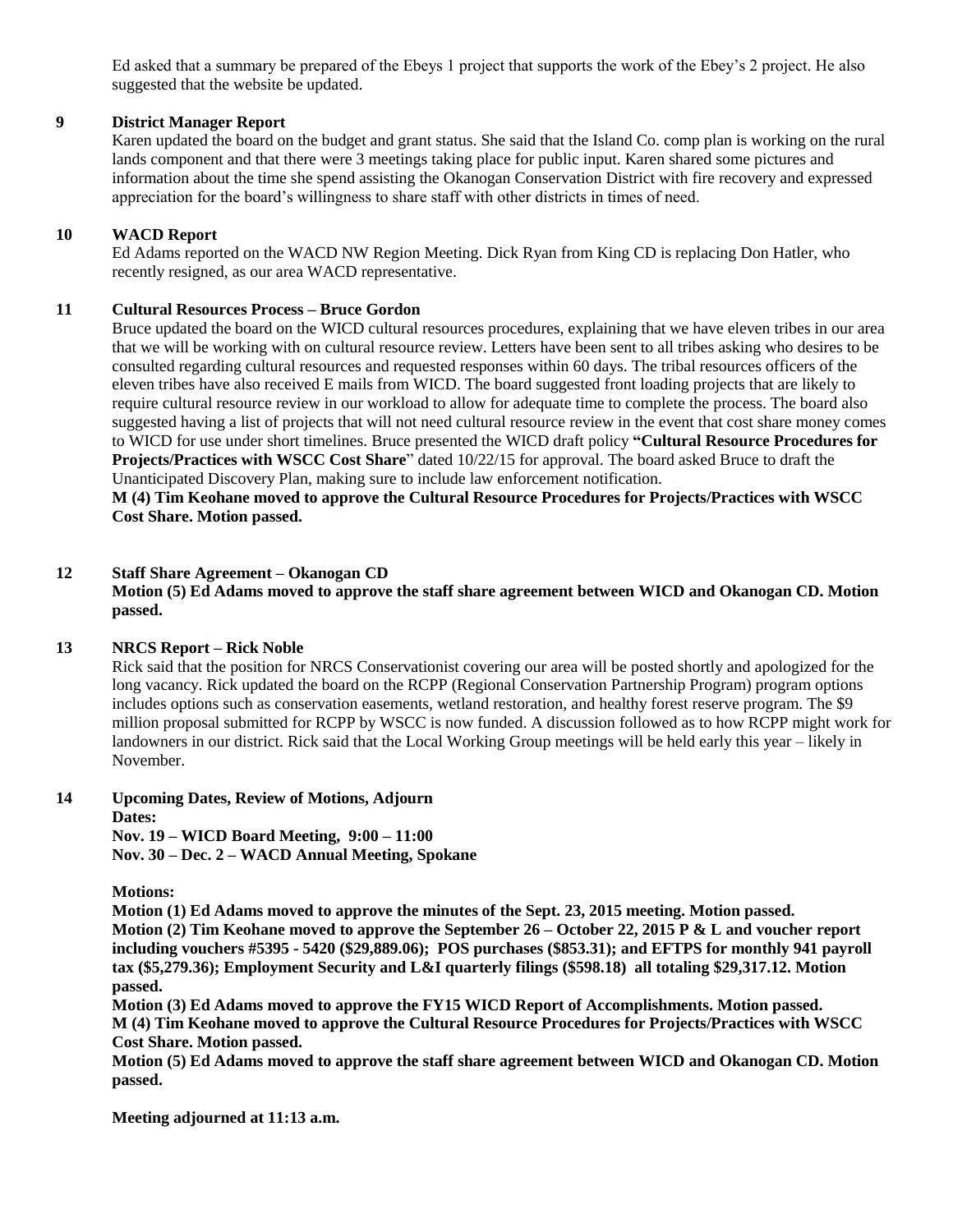Ed asked that a summary be prepared of the Ebeys 1 project that supports the work of the Ebey's 2 project. He also suggested that the website be updated.

**9 District Manager Report**

Karen updated the board on the budget and grant status. She said that the Island Co. comp plan is working on the rural lands component and that there were 3 meetings taking place for public input. Karen shared some pictures and information about the time she spend assisting the Okanogan Conservation District with fire recovery and expressed appreciation for the board's willingness to share staff with other districts in times of need.

**10 WACD Report**

Ed Adams reported on the WACD NW Region Meeting. Dick Ryan from King CD is replacing Don Hatler, who recently resigned, as our area WACD representative.

**11 Cultural Resources Process – Bruce Gordon**

Bruce updated the board on the WICD cultural resources procedures, explaining that we have eleven tribes in our area that we will be working with on cultural resource review. Letters have been sent to all tribes asking who desires to be consulted regarding cultural resources and requested responses within 60 days. The tribal resources officers of the eleven tribes have also received E mails from WICD. The board suggested front loading projects that are likely to require cultural resource review in our workload to allow for adequate time to complete the process. The board also suggested having a list of projects that will not need cultural resource review in the event that cost share money comes to WICD for use under short timelines. Bruce presented the WICD draft policy **"Cultural Resource Procedures for Projects/Practices with WSCC Cost Share"** dated 10/22/15 for approval. The board asked Bruce to draft the Unanticipated Discovery Plan, making sure to include law enforcement notification.

**M (4) Tim Keohane moved to approve the Cultural Resource Procedures for Projects/Practices with WSCC Cost Share. Motion passed.**

**12 Staff Share Agreement – Okanogan CD**

**Motion (5) Ed Adams moved to approve the staff share agreement between WICD and Okanogan CD. Motion passed.**

**13 NRCS Report – Rick Noble**

Rick said that the position for NRCS Conservationist covering our area will be posted shortly and apologized for the long vacancy. Rick updated the board on the RCPP (Regional Conservation Partnership Program) program options includes options such as conservation easements, wetland restoration, and healthy forest reserve program. The $9 million proposal submitted for RCPP by WSCC is now funded. A discussion followed as to how RCPP might work for landowners in our district. Rick said that the Local Working Group meetings will be held early this year – likely in November.

**14 Upcoming Dates, Review of Motions, Adjourn**

**Dates:**

**Nov. 19 – WICD Board Meeting, 9:00 – 11:00**
**Nov. 30 – Dec. 2 – WACD Annual Meeting, Spokane**

**Motions:**

**Motion (1) Ed Adams moved to approve the minutes of the Sept. 23, 2015 meeting. Motion passed.**
**Motion (2) Tim Keohane moved to approve the September 26 – October 22, 2015 P & L and voucher report including vouchers #5395 - 5420 ($29,889.06); POS purchases ($853.31); and EFTPS for monthly 941 payroll tax ($5,279.36); Employment Security and L&I quarterly filings ($598.18) all totaling $29,317.12. Motion passed.**
**Motion (3) Ed Adams moved to approve the FY15 WICD Report of Accomplishments. Motion passed.**
**M (4) Tim Keohane moved to approve the Cultural Resource Procedures for Projects/Practices with WSCC Cost Share. Motion passed.**
**Motion (5) Ed Adams moved to approve the staff share agreement between WICD and Okanogan CD. Motion passed.**

**Meeting adjourned at 11:13 a.m.**